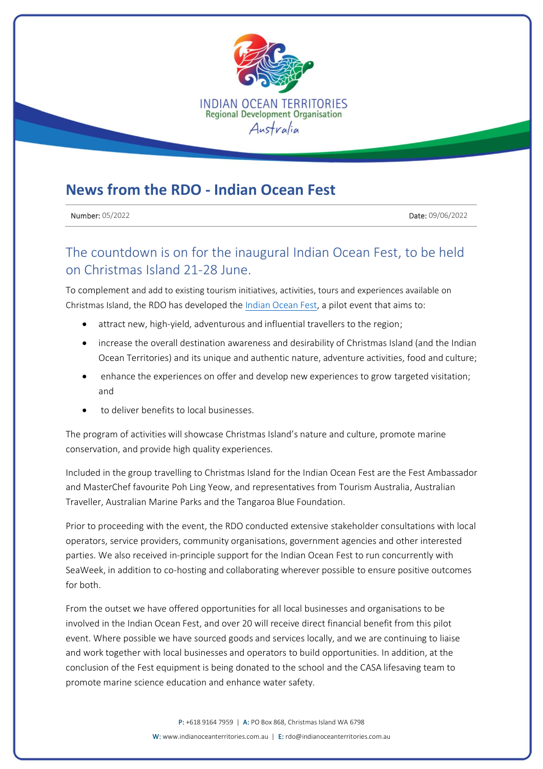INDIAN OCEAN TERRITORIES
Regional Development Organisation
Australia

# News from the RDO - Indian Ocean Fest

**Number:** 05/2022 **Date:** 09/06/2022

## The countdown is on for the inaugural Indian Ocean Fest, to be held on Christmas Island 21-28 June.

To complement and add to existing tourism initiatives, activities, tours and experiences available on Christmas Island, the RDO has developed the [Indian Ocean Fest](), a pilot event that aims to:

- attract new, high-yield, adventurous and influential travellers to the region;
- increase the overall destination awareness and desirability of Christmas Island (and the Indian Ocean Territories) and its unique and authentic nature, adventure activities, food and culture;
- enhance the experiences on offer and develop new experiences to grow targeted visitation; and
- to deliver benefits to local businesses.

The program of activities will showcase Christmas Island's nature and culture, promote marine conservation, and provide high quality experiences.

Included in the group travelling to Christmas Island for the Indian Ocean Fest are the Fest Ambassador and MasterChef favourite Poh Ling Yeow, and representatives from Tourism Australia, Australian Traveller, Australian Marine Parks and the Tangaroa Blue Foundation.

Prior to proceeding with the event, the RDO conducted extensive stakeholder consultations with local operators, service providers, community organisations, government agencies and other interested parties. We also received in-principle support for the Indian Ocean Fest to run concurrently with SeaWeek, in addition to co-hosting and collaborating wherever possible to ensure positive outcomes for both.

From the outset we have offered opportunities for all local businesses and organisations to be involved in the Indian Ocean Fest, and over 20 will receive direct financial benefit from this pilot event. Where possible we have sourced goods and services locally, and we are continuing to liaise and work together with local businesses and operators to build opportunities. In addition, at the conclusion of the Fest equipment is being donated to the school and the CASA lifesaving team to promote marine science education and enhance water safety.

**P:** +618 9164 7959 | **A:** PO Box 868, Christmas Island WA 6798
**W:** www.indianoceanterritories.com.au | **E:** rdo@indianoceanterritories.com.au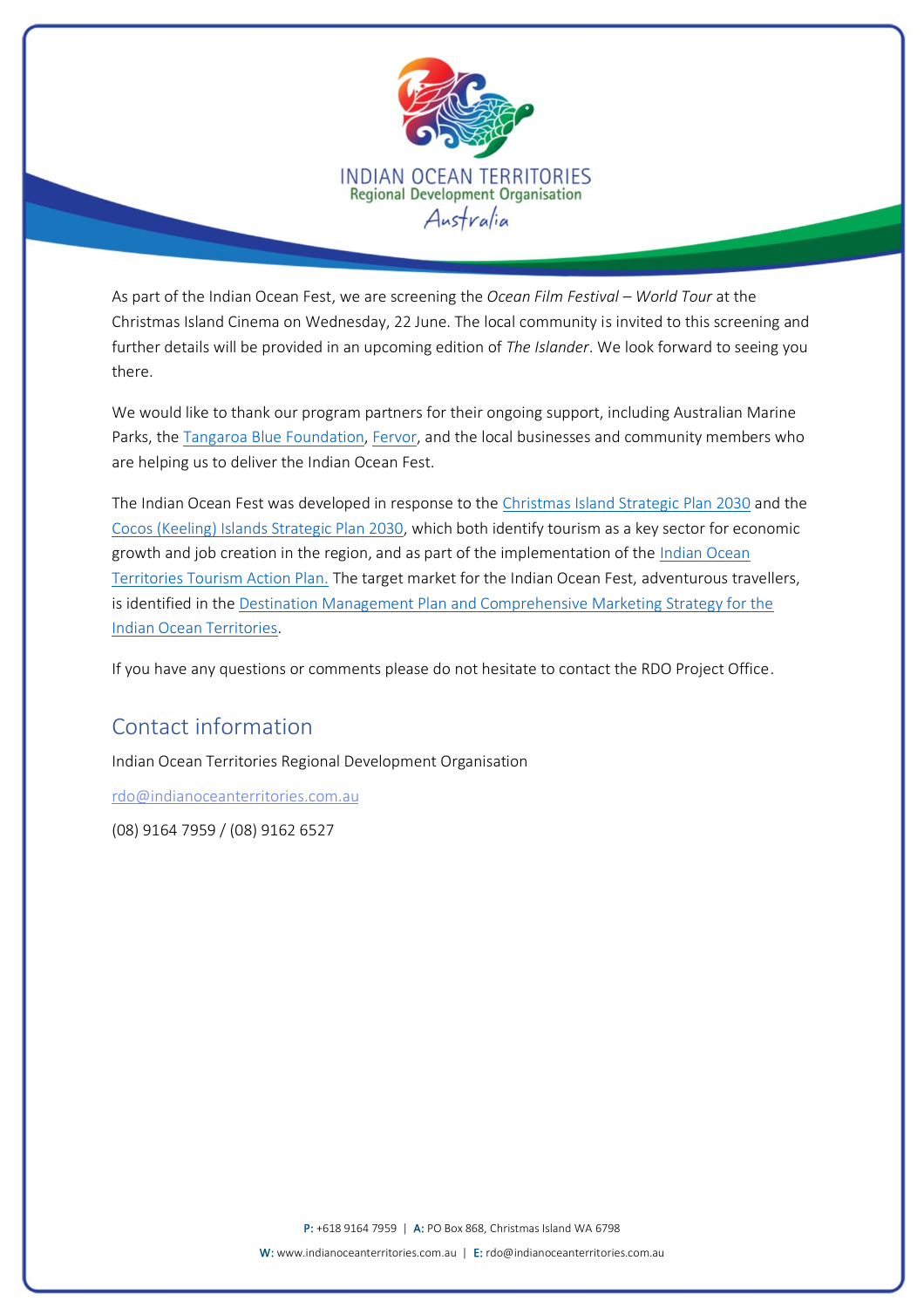As part of the Indian Ocean Fest, we are screening the *Ocean Film Festival – World Tour* at the Christmas Island Cinema on Wednesday, 22 June. The local community is invited to this screening and further details will be provided in an upcoming edition of *The Islander*. We look forward to seeing you there.

We would like to thank our program partners for their ongoing support, including Australian Marine Parks, the Tangaroa Blue Foundation, Fervor, and the local businesses and community members who are helping us to deliver the Indian Ocean Fest.

The Indian Ocean Fest was developed in response to the Christmas Island Strategic Plan 2030 and the Cocos (Keeling) Islands Strategic Plan 2030, which both identify tourism as a key sector for economic growth and job creation in the region, and as part of the implementation of the Indian Ocean Territories Tourism Action Plan. The target market for the Indian Ocean Fest, adventurous travellers, is identified in the Destination Management Plan and Comprehensive Marketing Strategy for the Indian Ocean Territories.

If you have any questions or comments please do not hesitate to contact the RDO Project Office.

## Contact information

Indian Ocean Territories Regional Development Organisation

rdo@indianoceanterritories.com.au

(08) 9164 7959 / (08) 9162 6527